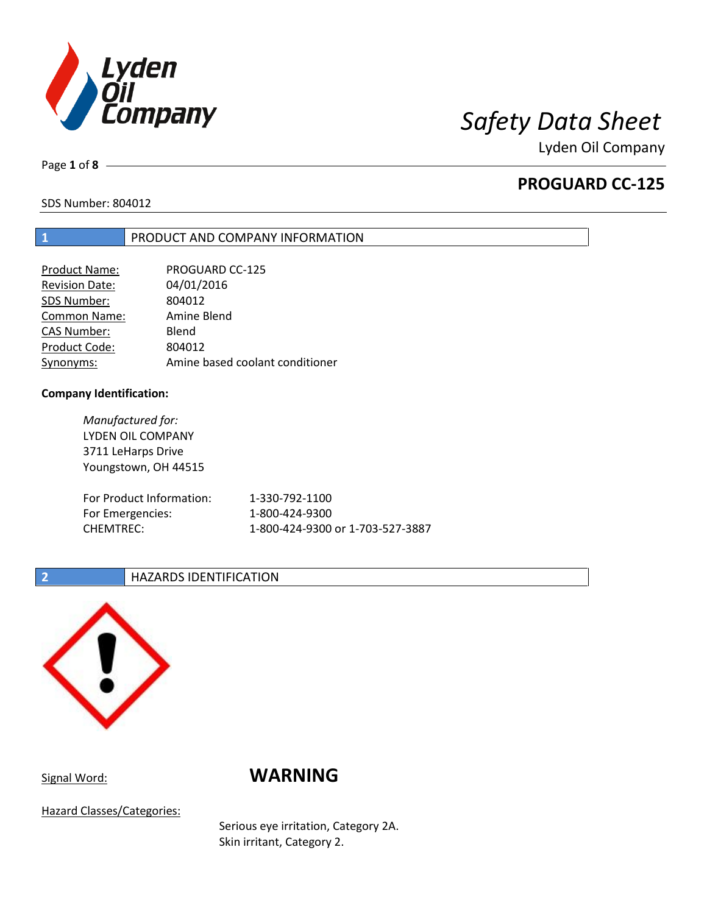# Safety Data Sheet

Lyden Oil Company

## PROGUARD CC-125

SDS Number: 804012

## 1 PRODUCT AND COMPANY INFORMATION

| | |
|---|---|
| Product Name: | PROGUARD CC-125 |
| Revision Date: | 04/01/2016 |
| SDS Number: | 804012 |
| Common Name: | Amine Blend |
| CAS Number: | Blend |
| Product Code: | 804012 |
| Synonyms: | Amine based coolant conditioner |

**Company Identification:**

*Manufactured for:*
LYDEN OIL COMPANY
3711 LeHarps Drive
Youngstown, OH 44515

| | |
|---|---|
| For Product Information: | 1-330-792-1100 |
| For Emergencies: | 1-800-424-9300 |
| CHEMTREC: | 1-800-424-9300 or 1-703-527-3887 |

## 2 HAZARDS IDENTIFICATION

Signal Word: **WARNING**

Hazard Classes/Categories:

Serious eye irritation, Category 2A.
Skin irritant, Category 2.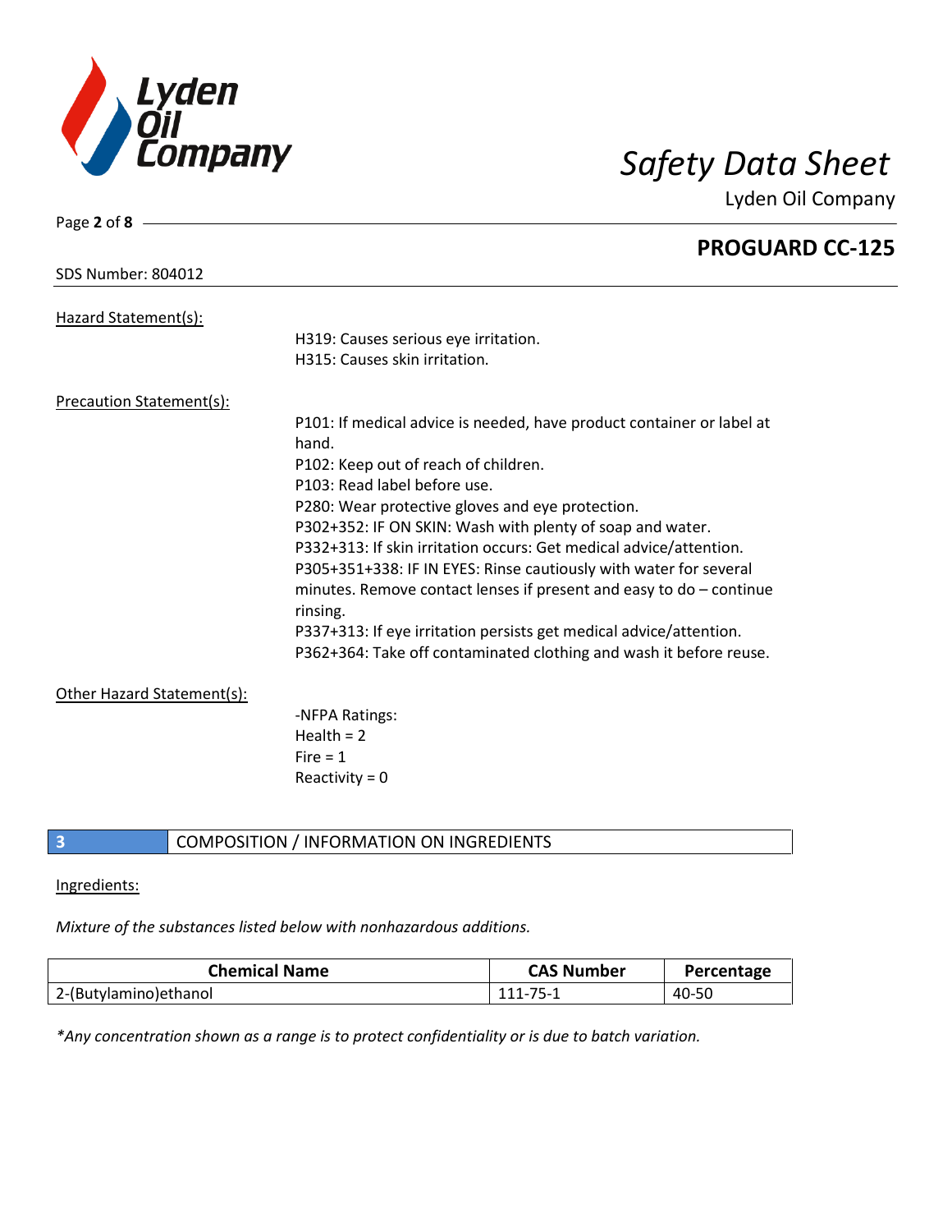Hazard Statement(s):

H319: Causes serious eye irritation.
H315: Causes skin irritation.

Precaution Statement(s):

P101: If medical advice is needed, have product container or label at hand.
P102: Keep out of reach of children.
P103: Read label before use.
P280: Wear protective gloves and eye protection.
P302+352: IF ON SKIN: Wash with plenty of soap and water.
P332+313: If skin irritation occurs: Get medical advice/attention.
P305+351+338: IF IN EYES: Rinse cautiously with water for several minutes. Remove contact lenses if present and easy to do – continue rinsing.
P337+313: If eye irritation persists get medical advice/attention.
P362+364: Take off contaminated clothing and wash it before reuse.

Other Hazard Statement(s):

-NFPA Ratings:
Health = 2
Fire = 1
Reactivity = 0

## 3 COMPOSITION / INFORMATION ON INGREDIENTS

Ingredients:

*Mixture of the substances listed below with nonhazardous additions.*

| Chemical Name | CAS Number | Percentage |
|---|---|---|
| 2-(Butylamino)ethanol | 111-75-1 | 40-50 |

*\*Any concentration shown as a range is to protect confidentiality or is due to batch variation.*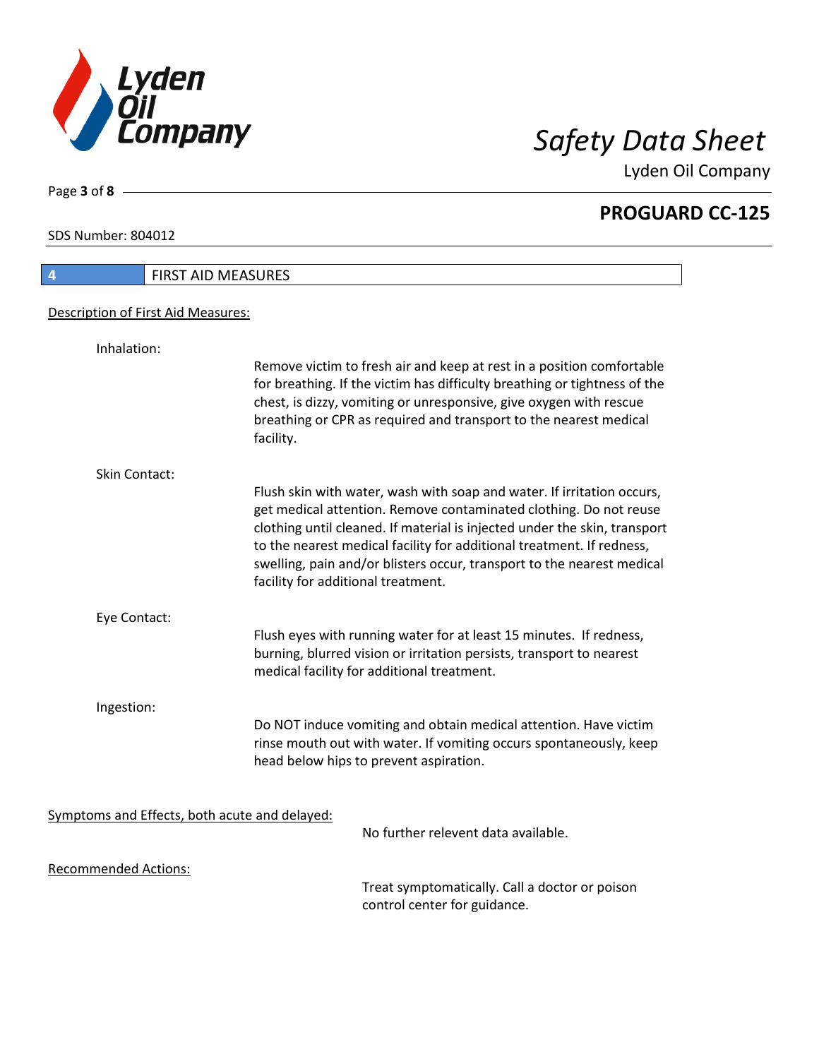## 4 FIRST AID MEASURES

Description of First Aid Measures:

**Inhalation:**

Remove victim to fresh air and keep at rest in a position comfortable for breathing. If the victim has difficulty breathing or tightness of the chest, is dizzy, vomiting or unresponsive, give oxygen with rescue breathing or CPR as required and transport to the nearest medical facility.

**Skin Contact:**

Flush skin with water, wash with soap and water. If irritation occurs, get medical attention. Remove contaminated clothing. Do not reuse clothing until cleaned. If material is injected under the skin, transport to the nearest medical facility for additional treatment. If redness, swelling, pain and/or blisters occur, transport to the nearest medical facility for additional treatment.

**Eye Contact:**

Flush eyes with running water for at least 15 minutes. If redness, burning, blurred vision or irritation persists, transport to nearest medical facility for additional treatment.

**Ingestion:**

Do NOT induce vomiting and obtain medical attention. Have victim rinse mouth out with water. If vomiting occurs spontaneously, keep head below hips to prevent aspiration.

Symptoms and Effects, both acute and delayed:

No further relevent data available.

Recommended Actions:

Treat symptomatically. Call a doctor or poison control center for guidance.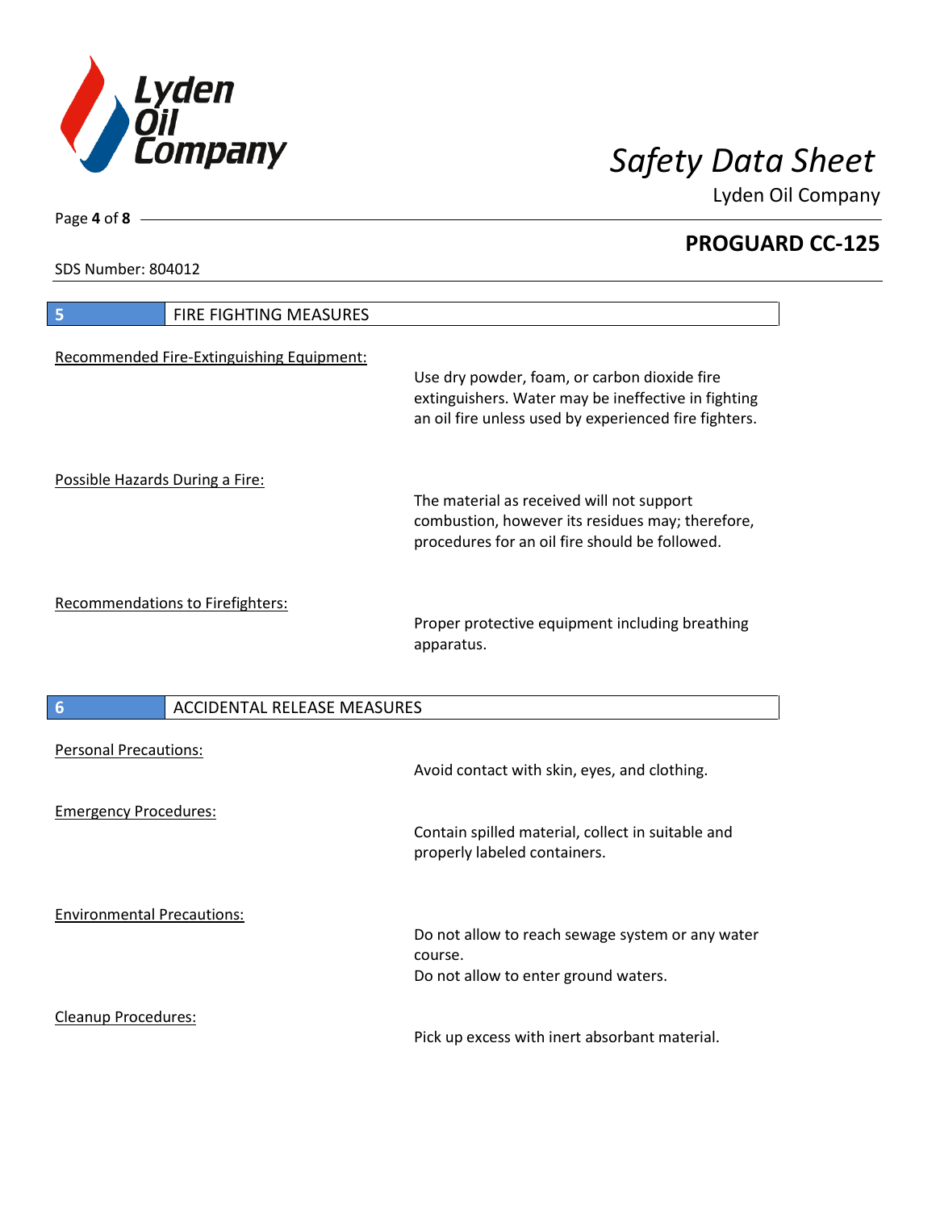SDS Number: 804012

## 5 FIRE FIGHTING MEASURES

Recommended Fire-Extinguishing Equipment:

Use dry powder, foam, or carbon dioxide fire extinguishers. Water may be ineffective in fighting an oil fire unless used by experienced fire fighters.

Possible Hazards During a Fire:

The material as received will not support combustion, however its residues may; therefore, procedures for an oil fire should be followed.

Recommendations to Firefighters:

Proper protective equipment including breathing apparatus.

## 6 ACCIDENTAL RELEASE MEASURES

Personal Precautions:

Avoid contact with skin, eyes, and clothing.

Emergency Procedures:

Contain spilled material, collect in suitable and properly labeled containers.

Environmental Precautions:

Do not allow to reach sewage system or any water course.
Do not allow to enter ground waters.

Cleanup Procedures:

Pick up excess with inert absorbant material.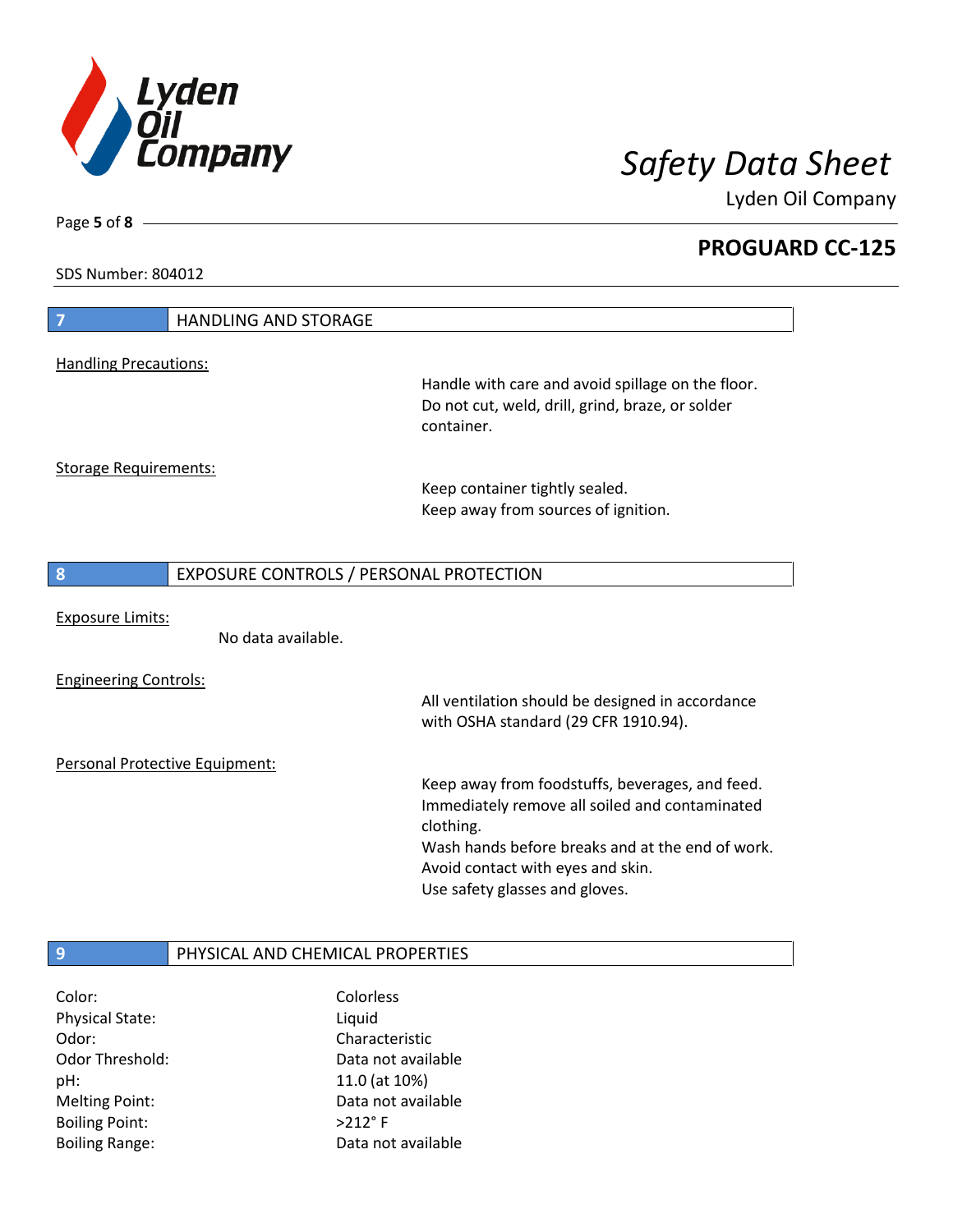## 7 HANDLING AND STORAGE

Handling Precautions:

Handle with care and avoid spillage on the floor.
Do not cut, weld, drill, grind, braze, or solder container.

Storage Requirements:

Keep container tightly sealed.
Keep away from sources of ignition.

## 8 EXPOSURE CONTROLS / PERSONAL PROTECTION

Exposure Limits:

No data available.

Engineering Controls:

All ventilation should be designed in accordance with OSHA standard (29 CFR 1910.94).

Personal Protective Equipment:

Keep away from foodstuffs, beverages, and feed.
Immediately remove all soiled and contaminated clothing.
Wash hands before breaks and at the end of work.
Avoid contact with eyes and skin.
Use safety glasses and gloves.

## 9 PHYSICAL AND CHEMICAL PROPERTIES

| | |
|---|---|
| Color: | Colorless |
| Physical State: | Liquid |
| Odor: | Characteristic |
| Odor Threshold: | Data not available |
| pH: | 11.0 (at 10%) |
| Melting Point: | Data not available |
| Boiling Point: | >212° F |
| Boiling Range: | Data not available |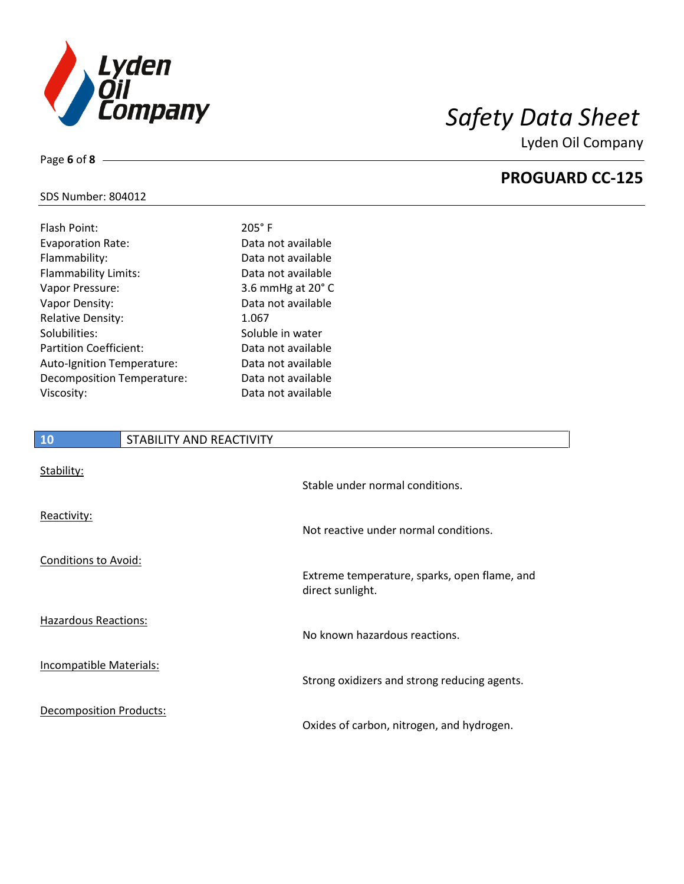SDS Number: 804012

| Property | Value |
|---|---|
| Flash Point: | 205° F |
| Evaporation Rate: | Data not available |
| Flammability: | Data not available |
| Flammability Limits: | Data not available |
| Vapor Pressure: | 3.6 mmHg at 20° C |
| Vapor Density: | Data not available |
| Relative Density: | 1.067 |
| Solubilities: | Soluble in water |
| Partition Coefficient: | Data not available |
| Auto-Ignition Temperature: | Data not available |
| Decomposition Temperature: | Data not available |
| Viscosity: | Data not available |

## 10 STABILITY AND REACTIVITY

Stability:

Stable under normal conditions.

Reactivity:

Not reactive under normal conditions.

Conditions to Avoid:

Extreme temperature, sparks, open flame, and direct sunlight.

Hazardous Reactions:

No known hazardous reactions.

Incompatible Materials:

Strong oxidizers and strong reducing agents.

Decomposition Products:

Oxides of carbon, nitrogen, and hydrogen.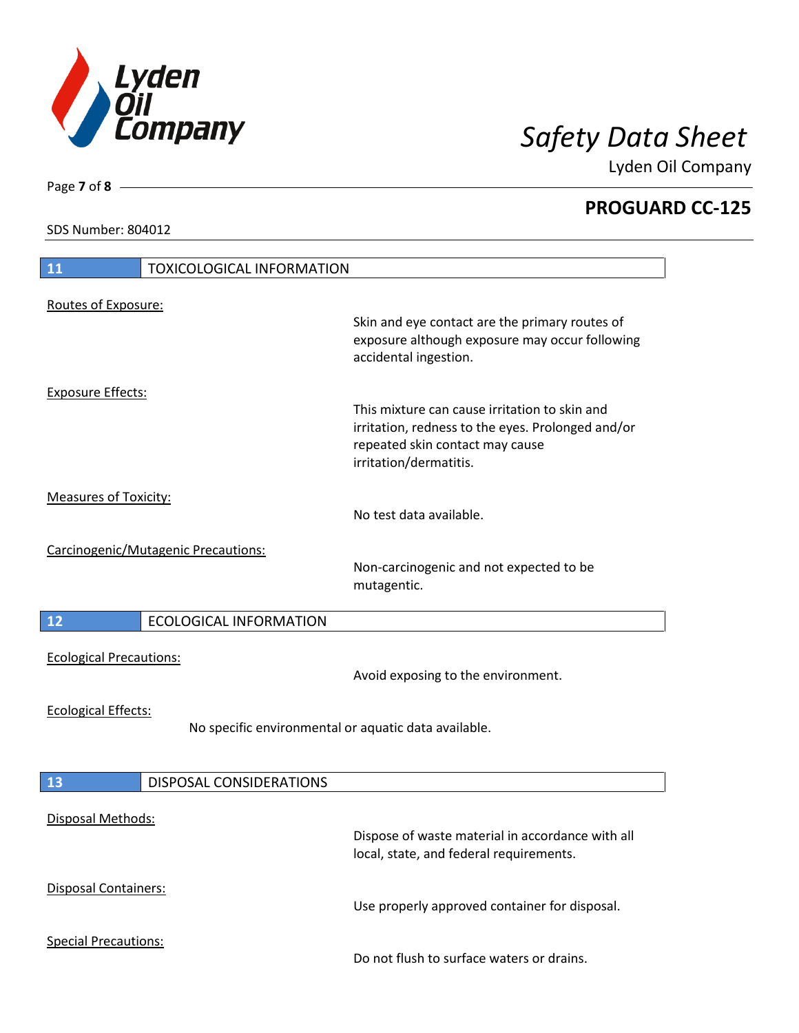## 11 TOXICOLOGICAL INFORMATION

Routes of Exposure:

Skin and eye contact are the primary routes of exposure although exposure may occur following accidental ingestion.

Exposure Effects:

This mixture can cause irritation to skin and irritation, redness to the eyes. Prolonged and/or repeated skin contact may cause irritation/dermatitis.

Measures of Toxicity:

No test data available.

Carcinogenic/Mutagenic Precautions:

Non-carcinogenic and not expected to be mutagentic.

## 12 ECOLOGICAL INFORMATION

Ecological Precautions:

Avoid exposing to the environment.

Ecological Effects:

No specific environmental or aquatic data available.

## 13 DISPOSAL CONSIDERATIONS

Disposal Methods:

Dispose of waste material in accordance with all local, state, and federal requirements.

Disposal Containers:

Use properly approved container for disposal.

Special Precautions:

Do not flush to surface waters or drains.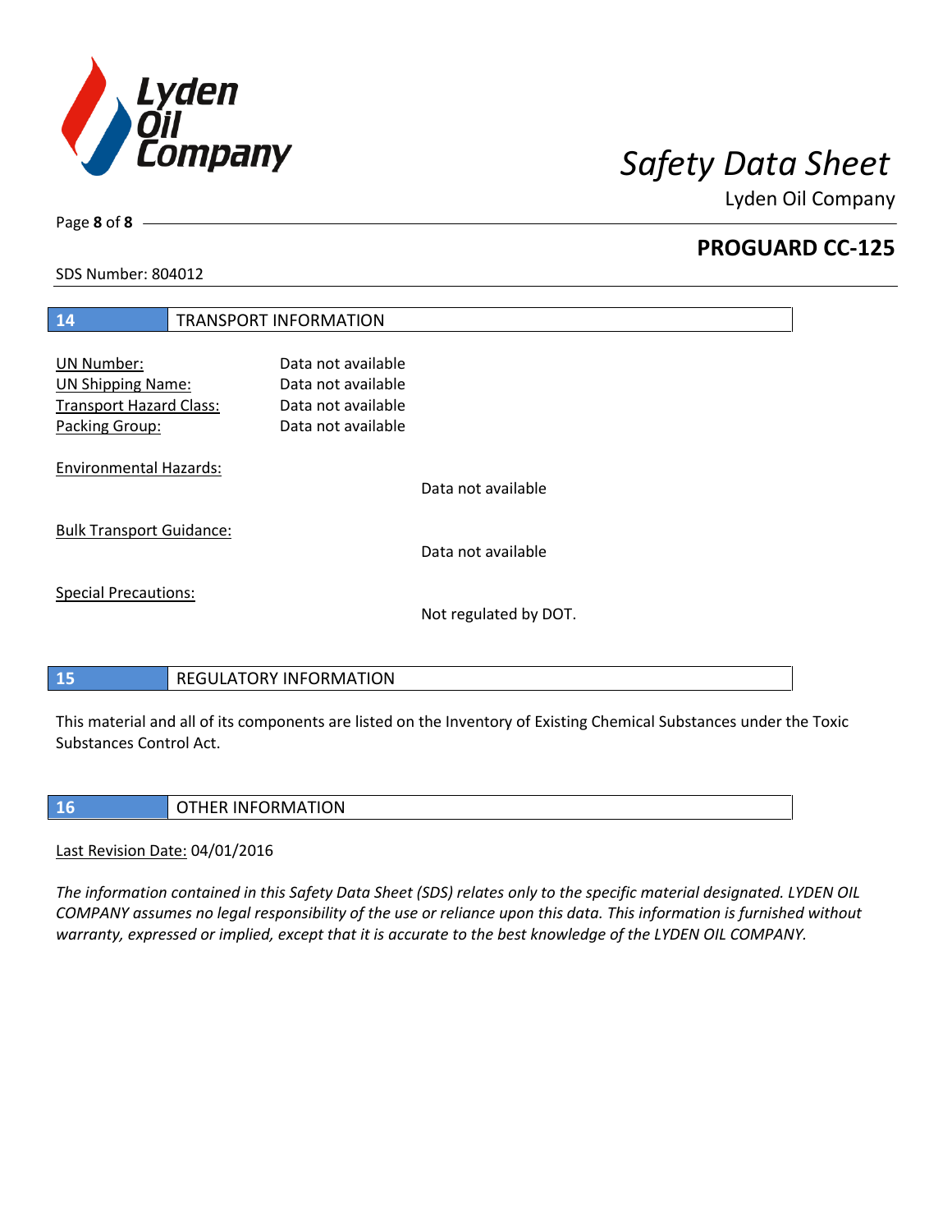## 14 TRANSPORT INFORMATION

| | |
|---|---|
| UN Number: | Data not available |
| UN Shipping Name: | Data not available |
| Transport Hazard Class: | Data not available |
| Packing Group: | Data not available |

Environmental Hazards:

Data not available

Bulk Transport Guidance:

Data not available

Special Precautions:

Not regulated by DOT.

## 15 REGULATORY INFORMATION

This material and all of its components are listed on the Inventory of Existing Chemical Substances under the Toxic Substances Control Act.

## 16 OTHER INFORMATION

Last Revision Date: 04/01/2016

*The information contained in this Safety Data Sheet (SDS) relates only to the specific material designated. LYDEN OIL COMPANY assumes no legal responsibility of the use or reliance upon this data. This information is furnished without warranty, expressed or implied, except that it is accurate to the best knowledge of the LYDEN OIL COMPANY.*